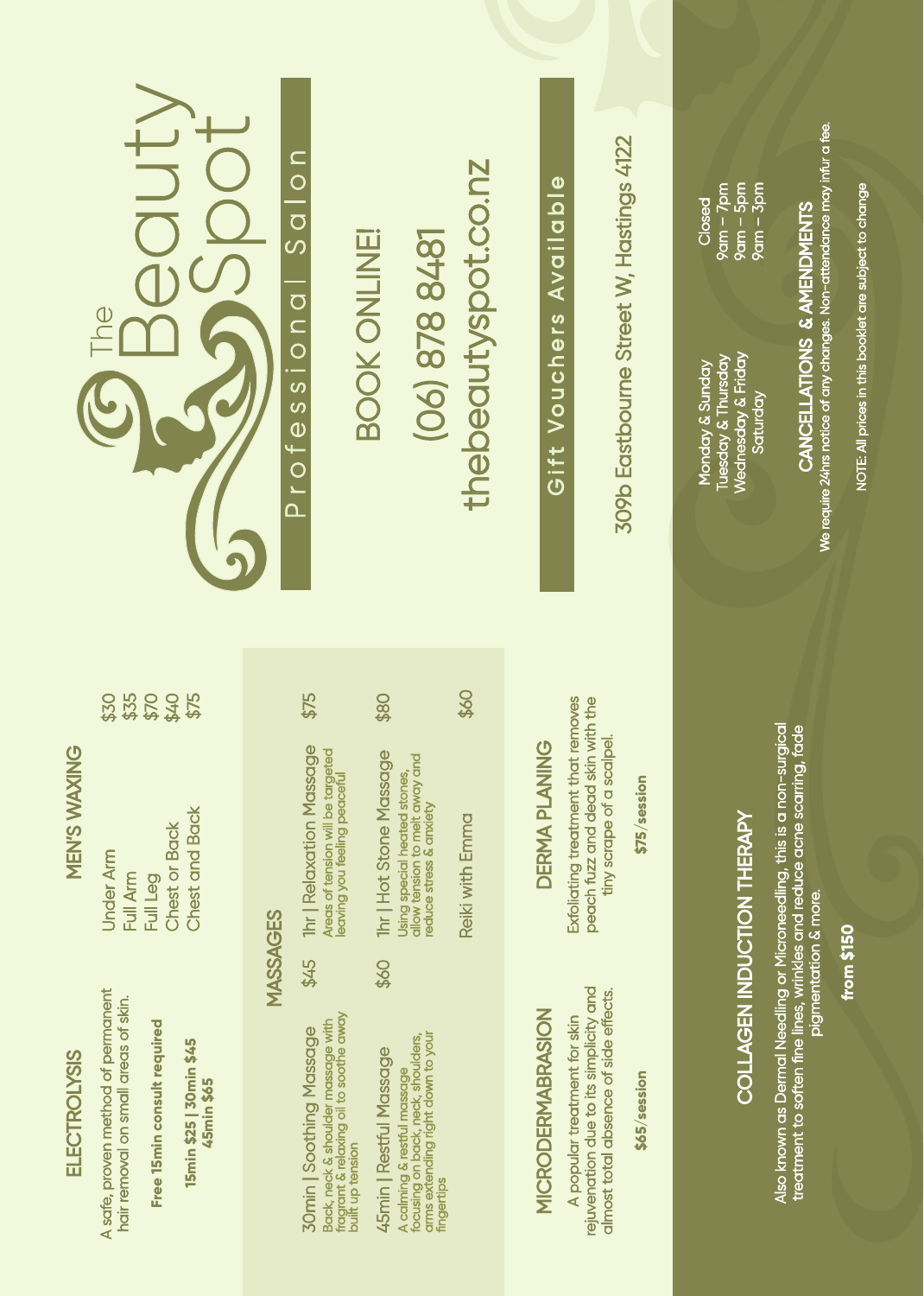# The Beauty Spot

Professional Salon

BOOK ONLINE!

(06) 878 8481

thebeautyspot.co.nz

**Gift Vouchers Available**

309b Eastbourne Street W, Hastings 4122

| | |
|---|---|
| Monday & Sunday | Closed |
| Tuesday & Thursday | 9am – 7pm |
| Wednesday & Friday | 9am – 5pm |
| Saturday | 9am – 3pm |

**CANCELLATIONS & AMENDMENTS**

We require 24hrs notice of any changes. Non-attendance may incur a fee.

NOTE: All prices in this booklet are subject to change

## ELECTROLYSIS

A safe, proven method of permanent hair removal on small areas of skin.

**Free 15min consult required**

**15min $25 | 30min $45**
**45min $65**

## MEN'S WAXING

| | |
|---|---|
| Under Arm | $30 |
| Full Arm | $35 |
| Full Leg | $70 |
| Chest or Back | $40 |
| Chest and Back | $75 |

## MASSAGES

**30min | Soothing Massage** — $45
Back, neck & shoulder massage with fragrant & relaxing oil to soothe away built up tension

**45min | Restful Massage** — $60
A calming & restful massage focusing on back, neck, shoulders, arms extending right down to your fingertips

**1hr | Relaxation Massage** — $75
Areas of tension will be targeted leaving you feeling peaceful

**1hr | Hot Stone Massage** — $80
Using special heated stones, allow tension to melt away and reduce stress & anxiety

**Reiki with Emma** — $60

## MICRODERMABRASION

A popular treatment for skin rejuvenation due to its simplicity and almost total absence of side effects.

**$65/session**

## DERMA PLANING

Exfoliating treatment that removes peach fuzz and dead skin with the tiny scrape of a scalpel.

**$75/session**

## COLLAGEN INDUCTION THERAPY

Also known as Dermal Needling or Microneedling, this is a non-surgical treatment to soften fine lines, wrinkles and reduce acne scarring, fade pigmentation & more.

**from $150**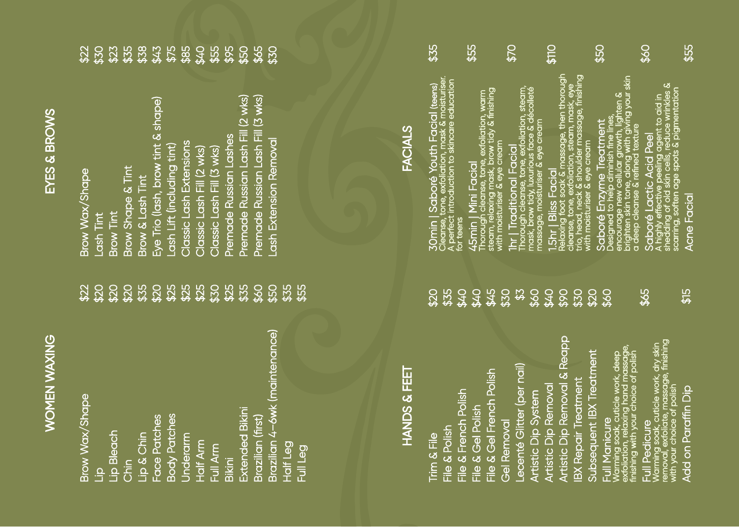## WOMEN WAXING

| | |
|---|---|
| Brow Wax/Shape | $22 |
| Lip | $20 |
| Lip Bleach | $20 |
| Chin | $20 |
| Lip & Chin | $35 |
| Face Patches | $20 |
| Body Patches | $25 |
| Underarm | $25 |
| Half Arm | $25 |
| Full Arm | $30 |
| Bikini | $25 |
| Extended Bikini | $35 |
| Brazilian (first) | $60 |
| Brazilian 4–6wk (maintenance) | $50 |
| Half Leg | $35 |
| Full Leg | $55 |

## EYES & BROWS

| | |
|---|---|
| Brow Wax/Shape | $22 |
| Lash Tint | $30 |
| Brow Tint | $23 |
| Brow Shape & Tint | $35 |
| Brow & Lash Tint | $38 |
| Eye Trio (lash, brow tint & shape) | $43 |
| Lash Lift (including tint) | $75 |
| Classic Lash Extensions | $85 |
| Classic Lash Fill (2 wks) | $40 |
| Classic Lash Fill (3 wks) | $55 |
| Premade Russian Lashes | $95 |
| Premade Russian Lash Fill (2 wks) | $50 |
| Premade Russian Lash Fill (3 wks) | $65 |
| Lash Extension Removal | $30 |

## HANDS & FEET

| | |
|---|---|
| Trim & File | $20 |
| File & Polish | $35 |
| File & French Polish | $40 |
| File & Gel Polish | $40 |
| File & Gel French Polish | $45 |
| Gel Removal | $30 |
| Lecenté Glitter (per nail) | $3 |
| Artistic Dip System | $60 |
| Artistic Dip Removal | $40 |
| Artistic Dip Removal & Reapp | $90 |
| IBX Repair Treatment | $30 |
| Subsequent IBX Treatment | $20 |
| Full Manicure<br>Warming soak, cuticle work, deep exfoliation, relaxing hand massage, finishing with your choice of polish | $60 |
| Full Pedicure<br>Warming soak, cuticle work, dry skin removal, exfoliate, massage, finishing with your choice of polish | $65 |
| Add on Paraffin Dip | $15 |

## FACIALS

| | |
|---|---|
| 30min \| Saboré Youth Facial (teens)<br>Cleanse, tone, exfoliation, mask & moisturiser. A perfect introduction to skincare education for teens | $35 |
| 45min \| Mini Facial<br>Thorough cleanse, tone, exfoliation, warm steam, relaxing mask, brow tidy & finishing with moisturiser & eye cream | $55 |
| 1hr \| Traditional Facial<br>Thorough cleanse, tone, exfoliation, steam, mask, brow tidy, luxurious face & décolleté massage, moisturiser & eye cream | $70 |
| 1.5hr \| Bliss Facial<br>Relaxing foot soak & massage, then thorough cleanse, tone, exfoliation, steam, mask, eye trio, head, neck & shoulder massage, finishing with moisturiser & eye cream | $110 |
| Saboré Enzyme Treatment<br>Designed to help diminish fine lines, encourage new cellular growth, lighten & brighten skin tone, along with giving your skin a deep cleanse & refined texture | $50 |
| Saboré Lactic Acid Peel<br>A highly effective peeling agent to aid in shedding of old skin cells, reduce wrinkles & scarring, soften age spots & pigmentation | $60 |
| Acne Facial | $55 |